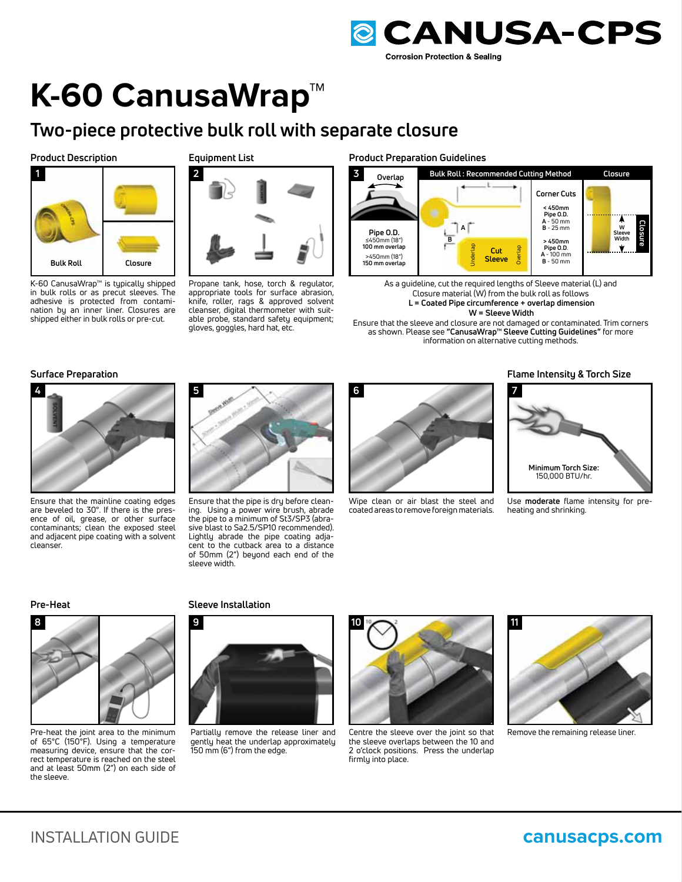CANUSA-CPS

Corrosion Protection & Sealing

# K-60 CanusaWrap™

## Two-piece protective bulk roll with separate closure

### Product Description

1

Bulk Roll

Closure

K-60 CanusaWrap™ is typically shipped in bulk rolls or as precut sleeves. The adhesive is protected from contamination by an inner liner. Closures are shipped either in bulk rolls or pre-cut.

### Equipment List

2

Propane tank, hose, torch & regulator, appropriate tools for surface abrasion, knife, roller, rags & approved solvent cleanser, digital thermometer with suitable probe, standard safety equipment; gloves, goggles, hard hat, etc.

### Product Preparation Guidelines

3

Overlap

Pipe O.D.
≤450mm (18") 100 mm overlap
>450mm (18") 150 mm overlap

Bulk Roll : Recommended Cutting Method

L

A

B

Underlap

Cut Sleeve

Overlap

Corner Cuts
< 450mm Pipe O.D.
A - 50 mm
B - 25 mm

> 450mm Pipe O.D.
A - 100 mm
B - 50 mm

Closure

W Sleeve Width

Closure

As a guideline, cut the required lengths of Sleeve material (L) and Closure material (W) from the bulk roll as follows
**L = Coated Pipe circumference + overlap dimension**
**W = Sleeve Width**
Ensure that the sleeve and closure are not damaged or contaminated. Trim corners as shown. Please see **"CanusaWrap™ Sleeve Cutting Guidelines"** for more information on alternative cutting methods.

### Surface Preparation

4

Ensure that the mainline coating edges are beveled to 30°. If there is the presence of oil, grease, or other surface contaminants; clean the exposed steel and adjacent pipe coating with a solvent cleanser.

5

Ensure that the pipe is dry before cleaning. Using a power wire brush, abrade the pipe to a minimum of St3/SP3 (abrasive blast to Sa2.5/SP10 recommended). Lightly abrade the pipe coating adjacent to the cutback area to a distance of 50mm (2") beyond each end of the sleeve width.

6

Wipe clean or air blast the steel and coated areas to remove foreign materials.

### Flame Intensity & Torch Size

7

Minimum Torch Size:
150,000 BTU/hr.

Use **moderate** flame intensity for pre-heating and shrinking.

### Pre-Heat

8

Pre-heat the joint area to the minimum of 65°C (150°F). Using a temperature measuring device, ensure that the correct temperature is reached on the steel and at least 50mm (2") on each side of the sleeve.

### Sleeve Installation

9

Partially remove the release liner and gently heat the underlap approximately 150 mm (6") from the edge.

10

Centre the sleeve over the joint so that the sleeve overlaps between the 10 and 2 o'clock positions. Press the underlap firmly into place.

11

Remove the remaining release liner.

INSTALLATION GUIDE

canusacps.com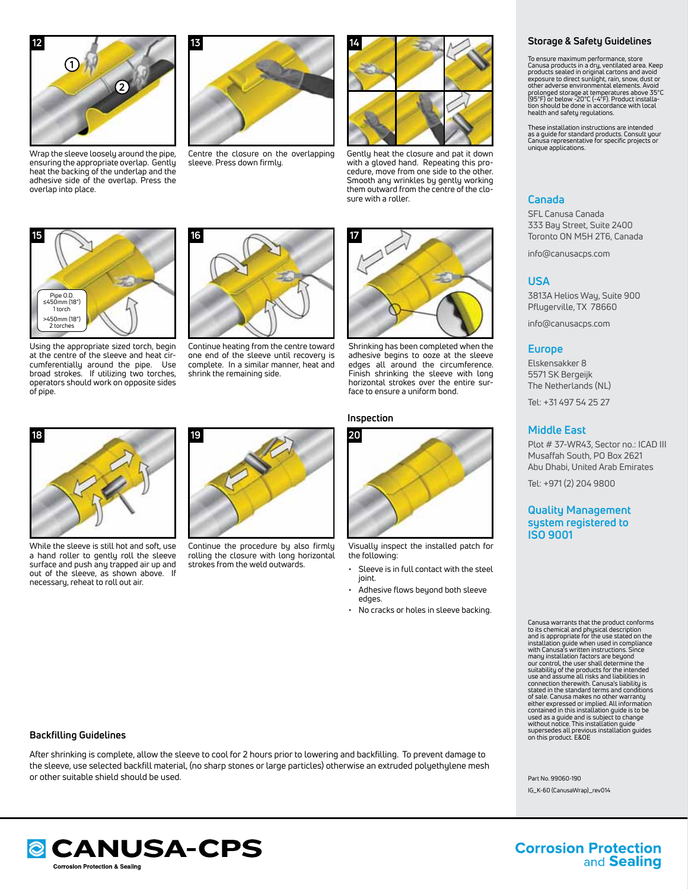**12**

Wrap the sleeve loosely around the pipe, ensuring the appropriate overlap. Gently heat the backing of the underlap and the adhesive side of the overlap. Press the overlap into place.

**13**

Centre the closure on the overlapping sleeve. Press down firmly.

**14**

Gently heat the closure and pat it down with a gloved hand. Repeating this procedure, move from one side to the other. Smooth any wrinkles by gently working them outward from the centre of the closure with a roller.

**15**

Pipe O.D. ≤450mm (18") 1 torch
>450mm (18") 2 torches

Using the appropriate sized torch, begin at the centre of the sleeve and heat circumferentially around the pipe. Use broad strokes. If utilizing two torches, operators should work on opposite sides of pipe.

**16**

Continue heating from the centre toward one end of the sleeve until recovery is complete. In a similar manner, heat and shrink the remaining side.

**17**

Shrinking has been completed when the adhesive begins to ooze at the sleeve edges all around the circumference. Finish shrinking the sleeve with long horizontal strokes over the entire surface to ensure a uniform bond.

**18**

While the sleeve is still hot and soft, use a hand roller to gently roll the sleeve surface and push any trapped air up and out of the sleeve, as shown above. If necessary, reheat to roll out air.

**19**

Continue the procedure by also firmly rolling the closure with long horizontal strokes from the weld outwards.

### Inspection

**20**

Visually inspect the installed patch for the following:

- Sleeve is in full contact with the steel joint.
- Adhesive flows beyond both sleeve edges.
- No cracks or holes in sleeve backing.

### Backfilling Guidelines

After shrinking is complete, allow the sleeve to cool for 2 hours prior to lowering and backfilling. To prevent damage to the sleeve, use selected backfill material, (no sharp stones or large particles) otherwise an extruded polyethylene mesh or other suitable shield should be used.

### Storage & Safety Guidelines

To ensure maximum performance, store Canusa products in a dry, ventilated area. Keep products sealed in original cartons and avoid exposure to direct sunlight, rain, snow, dust or other adverse environmental elements. Avoid prolonged storage at temperatures above 35°C (95°F) or below -20°C (-4°F). Product installation should be done in accordance with local health and safety regulations.

These installation instructions are intended as a guide for standard products. Consult your Canusa representative for specific projects or unique applications.

## Canada

SFL Canusa Canada
333 Bay Street, Suite 2400
Toronto ON M5H 2T6, Canada

info@canusacps.com

## USA

3813A Helios Way, Suite 900
Pflugerville, TX 78660

info@canusacps.com

## Europe

Elskensakker 8
5571 SK Bergeijk
The Netherlands (NL)

Tel: +31 497 54 25 27

## Middle East

Plot # 37-WR43, Sector no.: ICAD III
Musaffah South, PO Box 2621
Abu Dhabi, United Arab Emirates

Tel: +971 (2) 204 9800

## Quality Management system registered to ISO 9001

Canusa warrants that the product conforms to its chemical and physical description and is appropriate for the use stated on the installation guide when used in compliance with Canusa's written instructions. Since many installation factors are beyond our control, the user shall determine the suitability of the products for the intended use and assume all risks and liabilities in connection therewith. Canusa's liability is stated in the standard terms and conditions of sale. Canusa makes no other warranty either expressed or implied. All information contained in this installation guide is to be used as a guide and is subject to change without notice. This installation guide supersedes all previous installation guides on this product. E&OE

Part No. 99060-190

IG_K-60 (CanusaWrap)_rev014

**CANUSA-CPS**
Corrosion Protection & Sealing

**Corrosion Protection and Sealing**